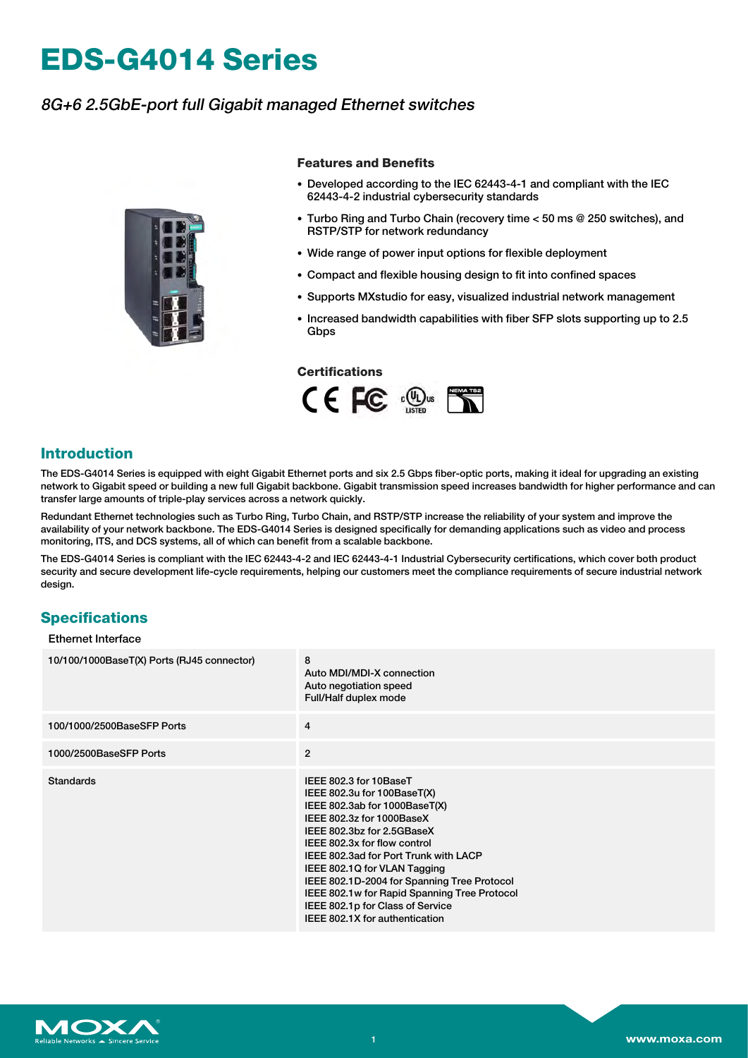# EDS-G4014 Series

*8G+6 2.5GbE-port full Gigabit managed Ethernet switches*

### Features and Benefits

- Developed according to the IEC 62443-4-1 and compliant with the IEC 62443-4-2 industrial cybersecurity standards
- Turbo Ring and Turbo Chain (recovery time < 50 ms @ 250 switches), and RSTP/STP for network redundancy
- Wide range of power input options for flexible deployment
- Compact and flexible housing design to fit into confined spaces
- Supports MXstudio for easy, visualized industrial network management
- Increased bandwidth capabilities with fiber SFP slots supporting up to 2.5 Gbps

### Certifications

## Introduction

The EDS-G4014 Series is equipped with eight Gigabit Ethernet ports and six 2.5 Gbps fiber-optic ports, making it ideal for upgrading an existing network to Gigabit speed or building a new full Gigabit backbone. Gigabit transmission speed increases bandwidth for higher performance and can transfer large amounts of triple-play services across a network quickly.

Redundant Ethernet technologies such as Turbo Ring, Turbo Chain, and RSTP/STP increase the reliability of your system and improve the availability of your network backbone. The EDS-G4014 Series is designed specifically for demanding applications such as video and process monitoring, ITS, and DCS systems, all of which can benefit from a scalable backbone.

The EDS-G4014 Series is compliant with the IEC 62443-4-2 and IEC 62443-4-1 Industrial Cybersecurity certifications, which cover both product security and secure development life-cycle requirements, helping our customers meet the compliance requirements of secure industrial network design.

## Specifications

### Ethernet Interface

| | |
|---|---|
| 10/100/1000BaseT(X) Ports (RJ45 connector) | 8<br>Auto MDI/MDI-X connection<br>Auto negotiation speed<br>Full/Half duplex mode |
| 100/1000/2500BaseSFP Ports | 4 |
| 1000/2500BaseSFP Ports | 2 |
| Standards | IEEE 802.3 for 10BaseT<br>IEEE 802.3u for 100BaseT(X)<br>IEEE 802.3ab for 1000BaseT(X)<br>IEEE 802.3z for 1000BaseX<br>IEEE 802.3bz for 2.5GBaseX<br>IEEE 802.3x for flow control<br>IEEE 802.3ad for Port Trunk with LACP<br>IEEE 802.1Q for VLAN Tagging<br>IEEE 802.1D-2004 for Spanning Tree Protocol<br>IEEE 802.1w for Rapid Spanning Tree Protocol<br>IEEE 802.1p for Class of Service<br>IEEE 802.1X for authentication |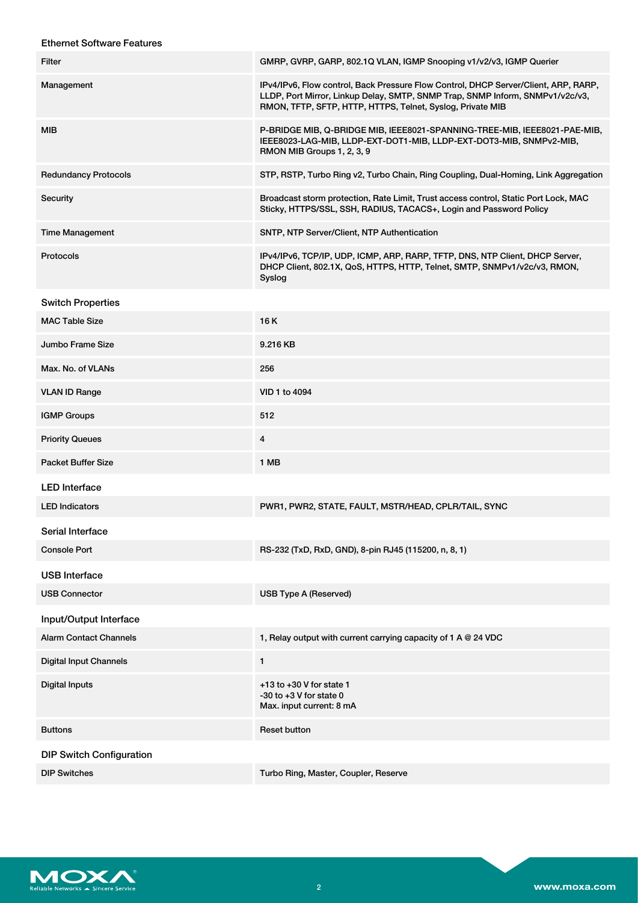## Ethernet Software Features

| | |
|---|---|
| Filter | GMRP, GVRP, GARP, 802.1Q VLAN, IGMP Snooping v1/v2/v3, IGMP Querier |
| Management | IPv4/IPv6, Flow control, Back Pressure Flow Control, DHCP Server/Client, ARP, RARP, LLDP, Port Mirror, Linkup Delay, SMTP, SNMP Trap, SNMP Inform, SNMPv1/v2c/v3, RMON, TFTP, SFTP, HTTP, HTTPS, Telnet, Syslog, Private MIB |
| MIB | P-BRIDGE MIB, Q-BRIDGE MIB, IEEE8021-SPANNING-TREE-MIB, IEEE8021-PAE-MIB, IEEE8023-LAG-MIB, LLDP-EXT-DOT1-MIB, LLDP-EXT-DOT3-MIB, SNMPv2-MIB, RMON MIB Groups 1, 2, 3, 9 |
| Redundancy Protocols | STP, RSTP, Turbo Ring v2, Turbo Chain, Ring Coupling, Dual-Homing, Link Aggregation |
| Security | Broadcast storm protection, Rate Limit, Trust access control, Static Port Lock, MAC Sticky, HTTPS/SSL, SSH, RADIUS, TACACS+, Login and Password Policy |
| Time Management | SNTP, NTP Server/Client, NTP Authentication |
| Protocols | IPv4/IPv6, TCP/IP, UDP, ICMP, ARP, RARP, TFTP, DNS, NTP Client, DHCP Server, DHCP Client, 802.1X, QoS, HTTPS, HTTP, Telnet, SMTP, SNMPv1/v2c/v3, RMON, Syslog |

## Switch Properties

| | |
|---|---|
| MAC Table Size | 16 K |
| Jumbo Frame Size | 9.216 KB |
| Max. No. of VLANs | 256 |
| VLAN ID Range | VID 1 to 4094 |
| IGMP Groups | 512 |
| Priority Queues | 4 |
| Packet Buffer Size | 1 MB |

## LED Interface

| | |
|---|---|
| LED Indicators | PWR1, PWR2, STATE, FAULT, MSTR/HEAD, CPLR/TAIL, SYNC |

## Serial Interface

| | |
|---|---|
| Console Port | RS-232 (TxD, RxD, GND), 8-pin RJ45 (115200, n, 8, 1) |

## USB Interface

| | |
|---|---|
| USB Connector | USB Type A (Reserved) |

## Input/Output Interface

| | |
|---|---|
| Alarm Contact Channels | 1, Relay output with current carrying capacity of 1 A @ 24 VDC |
| Digital Input Channels | 1 |
| Digital Inputs | +13 to +30 V for state 1<br>-30 to +3 V for state 0<br>Max. input current: 8 mA |
| Buttons | Reset button |

## DIP Switch Configuration

| | |
|---|---|
| DIP Switches | Turbo Ring, Master, Coupler, Reserve |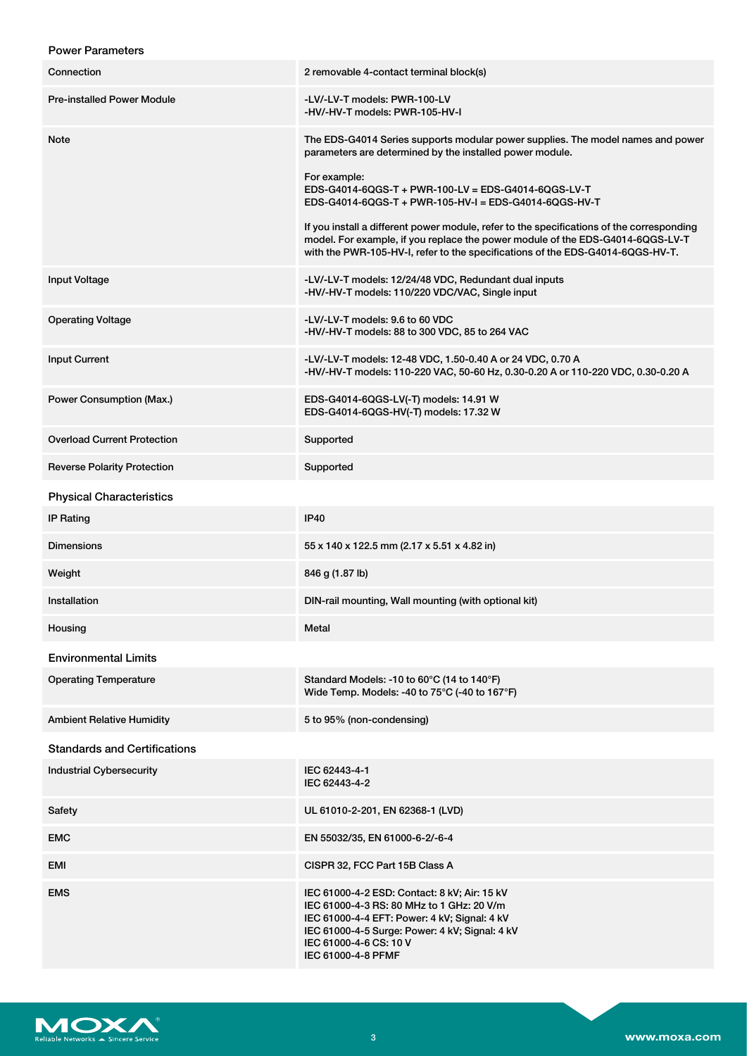### Power Parameters

| | |
|---|---|
| Connection | 2 removable 4-contact terminal block(s) |
| Pre-installed Power Module | -LV/-LV-T models: PWR-100-LV<br>-HV/-HV-T models: PWR-105-HV-I |
| Note | The EDS-G4014 Series supports modular power supplies. The model names and power parameters are determined by the installed power module.<br><br>For example:<br>EDS-G4014-6QGS-T + PWR-100-LV = EDS-G4014-6QGS-LV-T<br>EDS-G4014-6QGS-T + PWR-105-HV-I = EDS-G4014-6QGS-HV-T<br><br>If you install a different power module, refer to the specifications of the corresponding model. For example, if you replace the power module of the EDS-G4014-6QGS-LV-T with the PWR-105-HV-I, refer to the specifications of the EDS-G4014-6QGS-HV-T. |
| Input Voltage | -LV/-LV-T models: 12/24/48 VDC, Redundant dual inputs<br>-HV/-HV-T models: 110/220 VDC/VAC, Single input |
| Operating Voltage | -LV/-LV-T models: 9.6 to 60 VDC<br>-HV/-HV-T models: 88 to 300 VDC, 85 to 264 VAC |
| Input Current | -LV/-LV-T models: 12-48 VDC, 1.50-0.40 A or 24 VDC, 0.70 A<br>-HV/-HV-T models: 110-220 VAC, 50-60 Hz, 0.30-0.20 A or 110-220 VDC, 0.30-0.20 A |
| Power Consumption (Max.) | EDS-G4014-6QGS-LV(-T) models: 14.91 W<br>EDS-G4014-6QGS-HV(-T) models: 17.32 W |
| Overload Current Protection | Supported |
| Reverse Polarity Protection | Supported |

### Physical Characteristics

| | |
|---|---|
| IP Rating | IP40 |
| Dimensions | 55 x 140 x 122.5 mm (2.17 x 5.51 x 4.82 in) |
| Weight | 846 g (1.87 lb) |
| Installation | DIN-rail mounting, Wall mounting (with optional kit) |
| Housing | Metal |

### Environmental Limits

| | |
|---|---|
| Operating Temperature | Standard Models: -10 to 60°C (14 to 140°F)<br>Wide Temp. Models: -40 to 75°C (-40 to 167°F) |
| Ambient Relative Humidity | 5 to 95% (non-condensing) |

### Standards and Certifications

| | |
|---|---|
| Industrial Cybersecurity | IEC 62443-4-1<br>IEC 62443-4-2 |
| Safety | UL 61010-2-201, EN 62368-1 (LVD) |
| EMC | EN 55032/35, EN 61000-6-2/-6-4 |
| EMI | CISPR 32, FCC Part 15B Class A |
| EMS | IEC 61000-4-2 ESD: Contact: 8 kV; Air: 15 kV<br>IEC 61000-4-3 RS: 80 MHz to 1 GHz: 20 V/m<br>IEC 61000-4-4 EFT: Power: 4 kV; Signal: 4 kV<br>IEC 61000-4-5 Surge: Power: 4 kV; Signal: 4 kV<br>IEC 61000-4-6 CS: 10 V<br>IEC 61000-4-8 PFMF |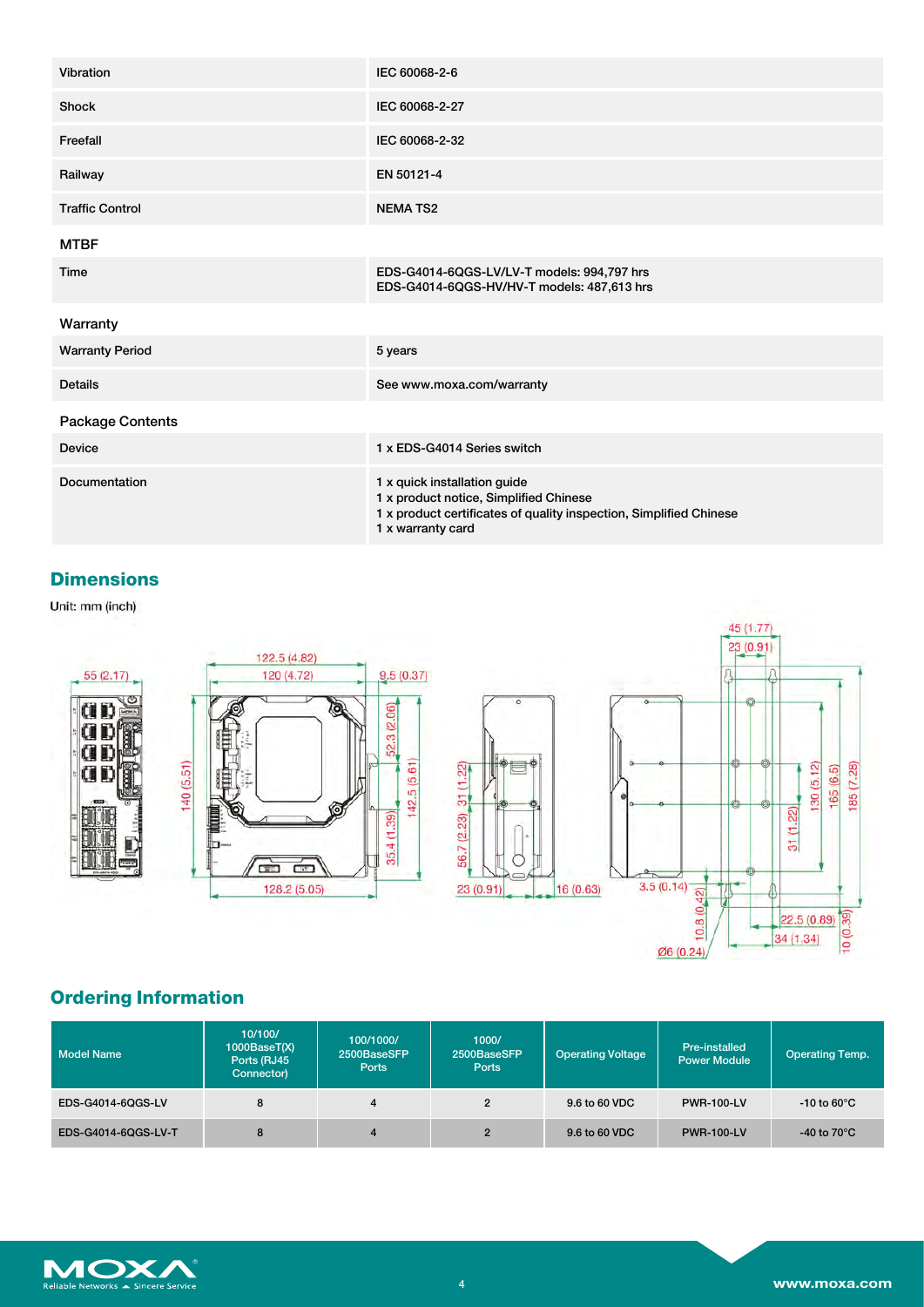| | |
|---|---|
| Vibration | IEC 60068-2-6 |
| Shock | IEC 60068-2-27 |
| Freefall | IEC 60068-2-32 |
| Railway | EN 50121-4 |
| Traffic Control | NEMA TS2 |

### MTBF

| | |
|---|---|
| Time | EDS-G4014-6QGS-LV/LV-T models: 994,797 hrs<br>EDS-G4014-6QGS-HV/HV-T models: 487,613 hrs |

### Warranty

| | |
|---|---|
| Warranty Period | 5 years |
| Details | See www.moxa.com/warranty |

### Package Contents

| | |
|---|---|
| Device | 1 x EDS-G4014 Series switch |
| Documentation | 1 x quick installation guide<br>1 x product notice, Simplified Chinese<br>1 x product certificates of quality inspection, Simplified Chinese<br>1 x warranty card |

## Dimensions

Unit: mm (inch)

## Ordering Information

| Model Name | 10/100/1000BaseT(X) Ports (RJ45 Connector) | 100/1000/2500BaseSFP Ports | 1000/2500BaseSFP Ports | Operating Voltage | Pre-installed Power Module | Operating Temp. |
|---|---|---|---|---|---|---|
| EDS-G4014-6QGS-LV | 8 | 4 | 2 | 9.6 to 60 VDC | PWR-100-LV | -10 to 60°C |
| EDS-G4014-6QGS-LV-T | 8 | 4 | 2 | 9.6 to 60 VDC | PWR-100-LV | -40 to 70°C |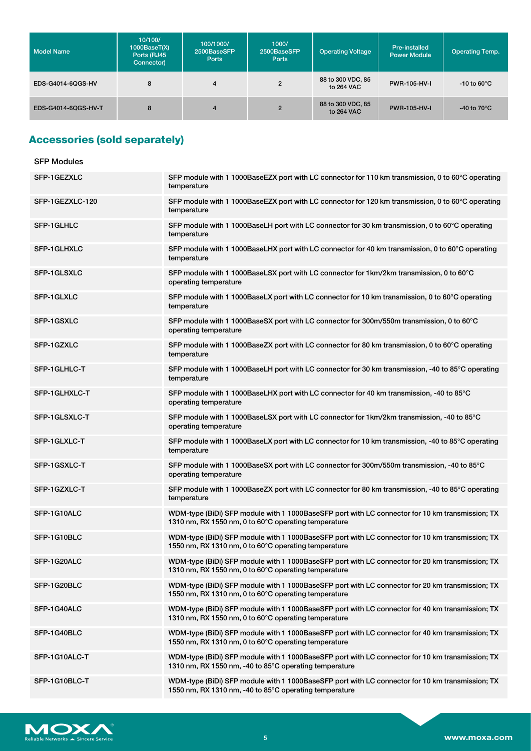| Model Name | 10/100/1000BaseT(X) Ports (RJ45 Connector) | 100/1000/2500BaseSFP Ports | 1000/2500BaseSFP Ports | Operating Voltage | Pre-installed Power Module | Operating Temp. |
|---|---|---|---|---|---|---|
| EDS-G4014-6QGS-HV | 8 | 4 | 2 | 88 to 300 VDC, 85 to 264 VAC | PWR-105-HV-I | -10 to 60°C |
| EDS-G4014-6QGS-HV-T | 8 | 4 | 2 | 88 to 300 VDC, 85 to 264 VAC | PWR-105-HV-I | -40 to 70°C |

## Accessories (sold separately)

**SFP Modules**

| | |
|---|---|
| SFP-1GEZXLC | SFP module with 1 1000BaseEZX port with LC connector for 110 km transmission, 0 to 60°C operating temperature |
| SFP-1GEZXLC-120 | SFP module with 1 1000BaseEZX port with LC connector for 120 km transmission, 0 to 60°C operating temperature |
| SFP-1GLHLC | SFP module with 1 1000BaseLH port with LC connector for 30 km transmission, 0 to 60°C operating temperature |
| SFP-1GLHXLC | SFP module with 1 1000BaseLHX port with LC connector for 40 km transmission, 0 to 60°C operating temperature |
| SFP-1GLSXLC | SFP module with 1 1000BaseLSX port with LC connector for 1km/2km transmission, 0 to 60°C operating temperature |
| SFP-1GLXLC | SFP module with 1 1000BaseLX port with LC connector for 10 km transmission, 0 to 60°C operating temperature |
| SFP-1GSXLC | SFP module with 1 1000BaseSX port with LC connector for 300m/550m transmission, 0 to 60°C operating temperature |
| SFP-1GZXLC | SFP module with 1 1000BaseZX port with LC connector for 80 km transmission, 0 to 60°C operating temperature |
| SFP-1GLHLC-T | SFP module with 1 1000BaseLH port with LC connector for 30 km transmission, -40 to 85°C operating temperature |
| SFP-1GLHXLC-T | SFP module with 1 1000BaseLHX port with LC connector for 40 km transmission, -40 to 85°C operating temperature |
| SFP-1GLSXLC-T | SFP module with 1 1000BaseLSX port with LC connector for 1km/2km transmission, -40 to 85°C operating temperature |
| SFP-1GLXLC-T | SFP module with 1 1000BaseLX port with LC connector for 10 km transmission, -40 to 85°C operating temperature |
| SFP-1GSXLC-T | SFP module with 1 1000BaseSX port with LC connector for 300m/550m transmission, -40 to 85°C operating temperature |
| SFP-1GZXLC-T | SFP module with 1 1000BaseZX port with LC connector for 80 km transmission, -40 to 85°C operating temperature |
| SFP-1G10ALC | WDM-type (BiDi) SFP module with 1 1000BaseSFP port with LC connector for 10 km transmission; TX 1310 nm, RX 1550 nm, 0 to 60°C operating temperature |
| SFP-1G10BLC | WDM-type (BiDi) SFP module with 1 1000BaseSFP port with LC connector for 10 km transmission; TX 1550 nm, RX 1310 nm, 0 to 60°C operating temperature |
| SFP-1G20ALC | WDM-type (BiDi) SFP module with 1 1000BaseSFP port with LC connector for 20 km transmission; TX 1310 nm, RX 1550 nm, 0 to 60°C operating temperature |
| SFP-1G20BLC | WDM-type (BiDi) SFP module with 1 1000BaseSFP port with LC connector for 20 km transmission; TX 1550 nm, RX 1310 nm, 0 to 60°C operating temperature |
| SFP-1G40ALC | WDM-type (BiDi) SFP module with 1 1000BaseSFP port with LC connector for 40 km transmission; TX 1310 nm, RX 1550 nm, 0 to 60°C operating temperature |
| SFP-1G40BLC | WDM-type (BiDi) SFP module with 1 1000BaseSFP port with LC connector for 40 km transmission; TX 1550 nm, RX 1310 nm, 0 to 60°C operating temperature |
| SFP-1G10ALC-T | WDM-type (BiDi) SFP module with 1 1000BaseSFP port with LC connector for 10 km transmission; TX 1310 nm, RX 1550 nm, -40 to 85°C operating temperature |
| SFP-1G10BLC-T | WDM-type (BiDi) SFP module with 1 1000BaseSFP port with LC connector for 10 km transmission; TX 1550 nm, RX 1310 nm, -40 to 85°C operating temperature |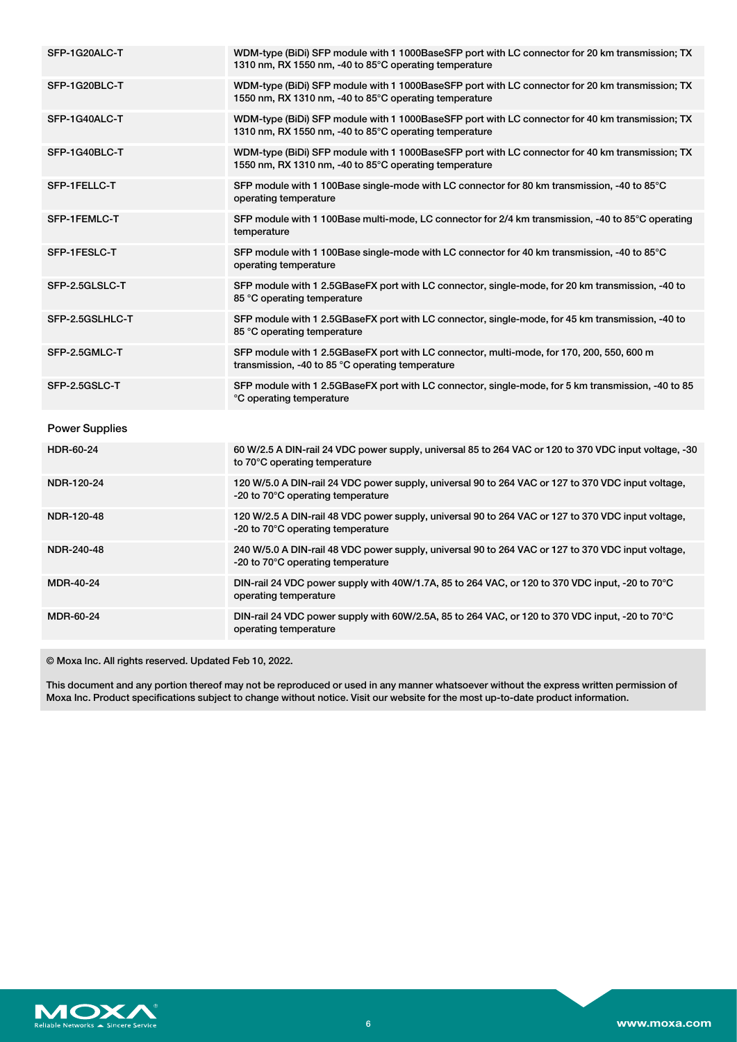| | |
|---|---|
| SFP-1G20ALC-T | WDM-type (BiDi) SFP module with 1 1000BaseSFP port with LC connector for 20 km transmission; TX 1310 nm, RX 1550 nm, -40 to 85°C operating temperature |
| SFP-1G20BLC-T | WDM-type (BiDi) SFP module with 1 1000BaseSFP port with LC connector for 20 km transmission; TX 1550 nm, RX 1310 nm, -40 to 85°C operating temperature |
| SFP-1G40ALC-T | WDM-type (BiDi) SFP module with 1 1000BaseSFP port with LC connector for 40 km transmission; TX 1310 nm, RX 1550 nm, -40 to 85°C operating temperature |
| SFP-1G40BLC-T | WDM-type (BiDi) SFP module with 1 1000BaseSFP port with LC connector for 40 km transmission; TX 1550 nm, RX 1310 nm, -40 to 85°C operating temperature |
| SFP-1FELLC-T | SFP module with 1 100Base single-mode with LC connector for 80 km transmission, -40 to 85°C operating temperature |
| SFP-1FEMLC-T | SFP module with 1 100Base multi-mode, LC connector for 2/4 km transmission, -40 to 85°C operating temperature |
| SFP-1FESLC-T | SFP module with 1 100Base single-mode with LC connector for 40 km transmission, -40 to 85°C operating temperature |
| SFP-2.5GLSLC-T | SFP module with 1 2.5GBaseFX port with LC connector, single-mode, for 20 km transmission, -40 to 85 °C operating temperature |
| SFP-2.5GSLHLC-T | SFP module with 1 2.5GBaseFX port with LC connector, single-mode, for 45 km transmission, -40 to 85 °C operating temperature |
| SFP-2.5GMLC-T | SFP module with 1 2.5GBaseFX port with LC connector, multi-mode, for 170, 200, 550, 600 m transmission, -40 to 85 °C operating temperature |
| SFP-2.5GSLC-T | SFP module with 1 2.5GBaseFX port with LC connector, single-mode, for 5 km transmission, -40 to 85 °C operating temperature |

### Power Supplies

| | |
|---|---|
| HDR-60-24 | 60 W/2.5 A DIN-rail 24 VDC power supply, universal 85 to 264 VAC or 120 to 370 VDC input voltage, -30 to 70°C operating temperature |
| NDR-120-24 | 120 W/5.0 A DIN-rail 24 VDC power supply, universal 90 to 264 VAC or 127 to 370 VDC input voltage, -20 to 70°C operating temperature |
| NDR-120-48 | 120 W/2.5 A DIN-rail 48 VDC power supply, universal 90 to 264 VAC or 127 to 370 VDC input voltage, -20 to 70°C operating temperature |
| NDR-240-48 | 240 W/5.0 A DIN-rail 48 VDC power supply, universal 90 to 264 VAC or 127 to 370 VDC input voltage, -20 to 70°C operating temperature |
| MDR-40-24 | DIN-rail 24 VDC power supply with 40W/1.7A, 85 to 264 VAC, or 120 to 370 VDC input, -20 to 70°C operating temperature |
| MDR-60-24 | DIN-rail 24 VDC power supply with 60W/2.5A, 85 to 264 VAC, or 120 to 370 VDC input, -20 to 70°C operating temperature |

© Moxa Inc. All rights reserved. Updated Feb 10, 2022.

This document and any portion thereof may not be reproduced or used in any manner whatsoever without the express written permission of Moxa Inc. Product specifications subject to change without notice. Visit our website for the most up-to-date product information.